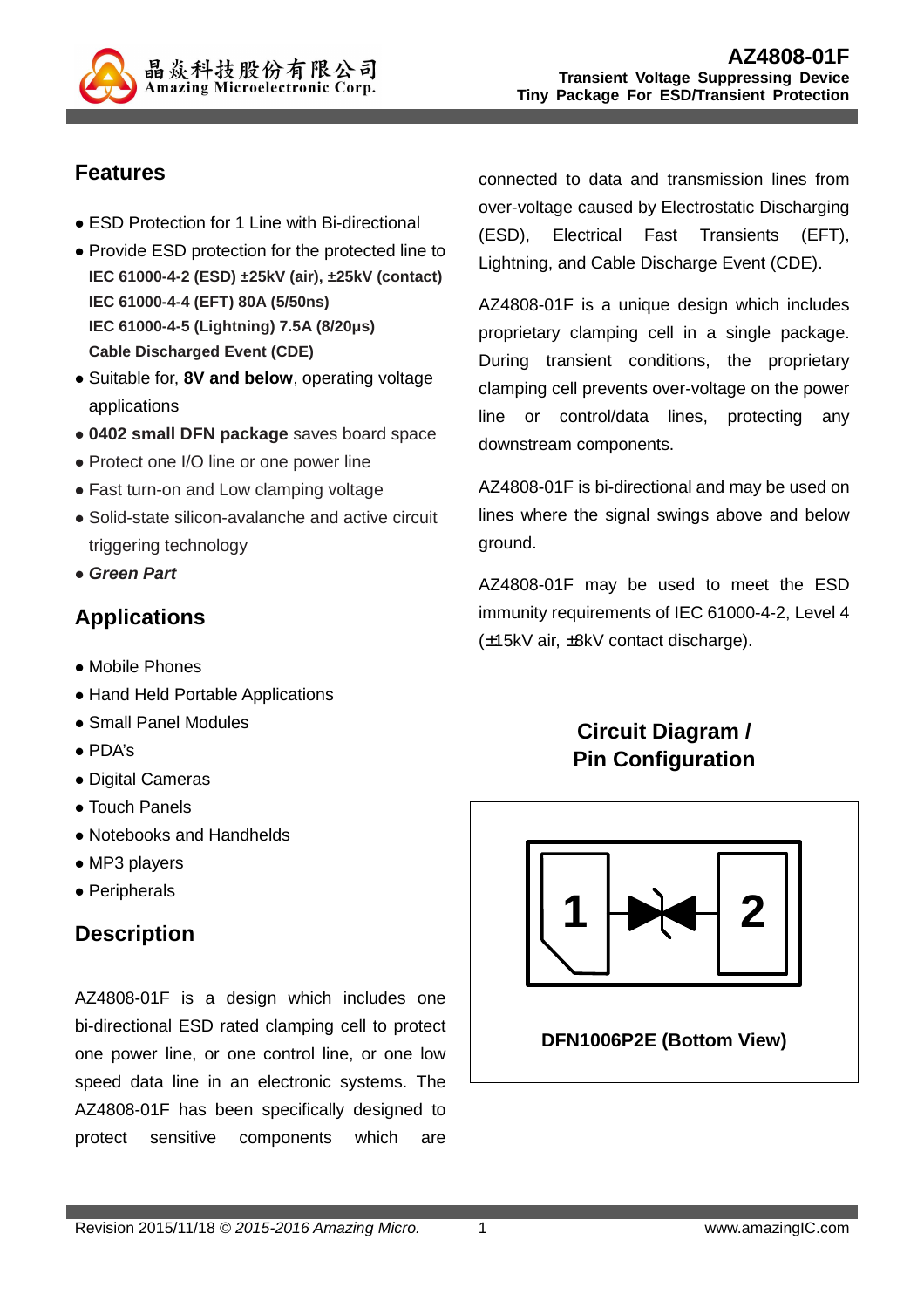晶焱科技股份有限公司
Amazing Microelectronic Corp.

# AZ4808-01F

**Transient Voltage Suppressing Device**
**Tiny Package For ESD/Transient Protection**

## Features

- ESD Protection for 1 Line with Bi-directional
- Provide ESD protection for the protected line to
  **IEC 61000-4-2 (ESD) ±25kV (air), ±25kV (contact)**
  **IEC 61000-4-4 (EFT) 80A (5/50ns)**
  **IEC 61000-4-5 (Lightning) 7.5A (8/20μs)**
  **Cable Discharged Event (CDE)**
- Suitable for, **8V and below**, operating voltage applications
- **0402 small DFN package** saves board space
- Protect one I/O line or one power line
- Fast turn-on and Low clamping voltage
- Solid-state silicon-avalanche and active circuit triggering technology
- ***Green Part***

## Applications

- Mobile Phones
- Hand Held Portable Applications
- Small Panel Modules
- PDA's
- Digital Cameras
- Touch Panels
- Notebooks and Handhelds
- MP3 players
- Peripherals

## Description

AZ4808-01F is a design which includes one bi-directional ESD rated clamping cell to protect one power line, or one control line, or one low speed data line in an electronic systems. The AZ4808-01F has been specifically designed to protect sensitive components which are connected to data and transmission lines from over-voltage caused by Electrostatic Discharging (ESD), Electrical Fast Transients (EFT), Lightning, and Cable Discharge Event (CDE).

AZ4808-01F is a unique design which includes proprietary clamping cell in a single package. During transient conditions, the proprietary clamping cell prevents over-voltage on the power line or control/data lines, protecting any downstream components.

AZ4808-01F is bi-directional and may be used on lines where the signal swings above and below ground.

AZ4808-01F may be used to meet the ESD immunity requirements of IEC 61000-4-2, Level 4 (±15kV air, ±8kV contact discharge).

## Circuit Diagram / Pin Configuration

1 2

**DFN1006P2E (Bottom View)**

Revision 2015/11/18 © *2015-2016 Amazing Micro.* www.amazingIC.com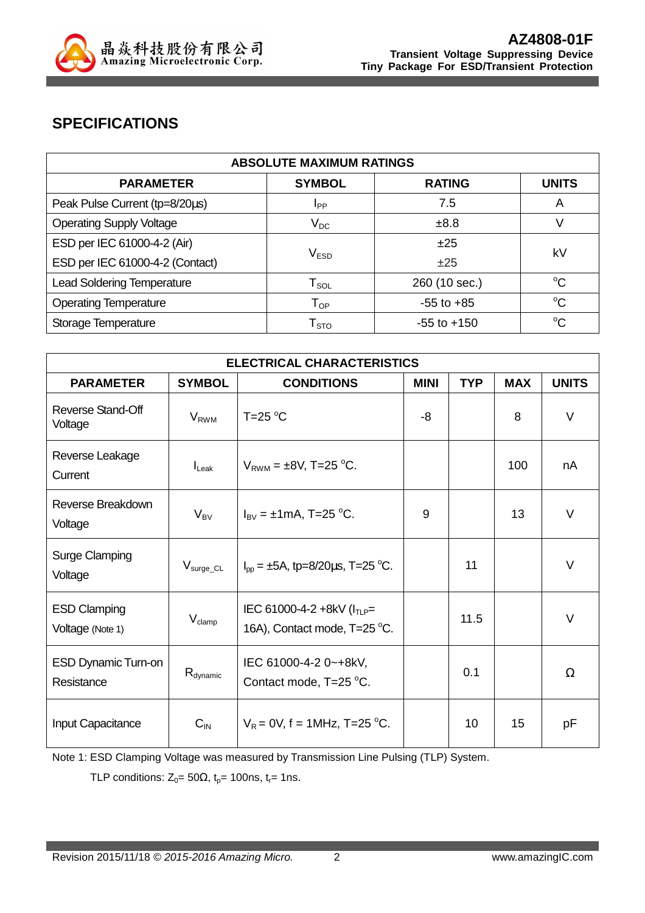## SPECIFICATIONS

| ABSOLUTE MAXIMUM RATINGS | | | |
|---|---|---|---|
| **PARAMETER** | **SYMBOL** | **RATING** | **UNITS** |
| Peak Pulse Current (tp=8/20µs) | $I_{PP}$ | 7.5 | A |
| Operating Supply Voltage | $V_{DC}$ | ±8.8 | V |
| ESD per IEC 61000-4-2 (Air) | $V_{ESD}$ | ±25 | kV |
| ESD per IEC 61000-4-2 (Contact) | | ±25 | |
| Lead Soldering Temperature | $T_{SOL}$ | 260 (10 sec.) | °C |
| Operating Temperature | $T_{OP}$ | -55 to +85 | °C |
| Storage Temperature | $T_{STO}$ | -55 to +150 | °C |

| ELECTRICAL CHARACTERISTICS | | | | | | |
|---|---|---|---|---|---|---|
| **PARAMETER** | **SYMBOL** | **CONDITIONS** | **MINI** | **TYP** | **MAX** | **UNITS** |
| Reverse Stand-Off Voltage | $V_{RWM}$ | T=25 °C | -8 | | 8 | V |
| Reverse Leakage Current | $I_{Leak}$ | $V_{RWM}$ = ±8V, T=25 °C. | | | 100 | nA |
| Reverse Breakdown Voltage | $V_{BV}$ | $I_{BV}$ = ±1mA, T=25 °C. | 9 | | 13 | V |
| Surge Clamping Voltage | $V_{surge\_CL}$ | $I_{pp}$ = ±5A, tp=8/20µs, T=25 °C. | | 11 | | V |
| ESD Clamping Voltage (Note 1) | $V_{clamp}$ | IEC 61000-4-2 +8kV ($I_{TLP}$= 16A), Contact mode, T=25 °C. | | 11.5 | | V |
| ESD Dynamic Turn-on Resistance | $R_{dynamic}$ | IEC 61000-4-2 0~+8kV, Contact mode, T=25 °C. | | 0.1 | | Ω |
| Input Capacitance | $C_{IN}$ | $V_R$ = 0V, f = 1MHz, T=25 °C. | | 10 | 15 | pF |

Note 1: ESD Clamping Voltage was measured by Transmission Line Pulsing (TLP) System.

TLP conditions: $Z_0$= 50Ω, $t_p$= 100ns, $t_r$= 1ns.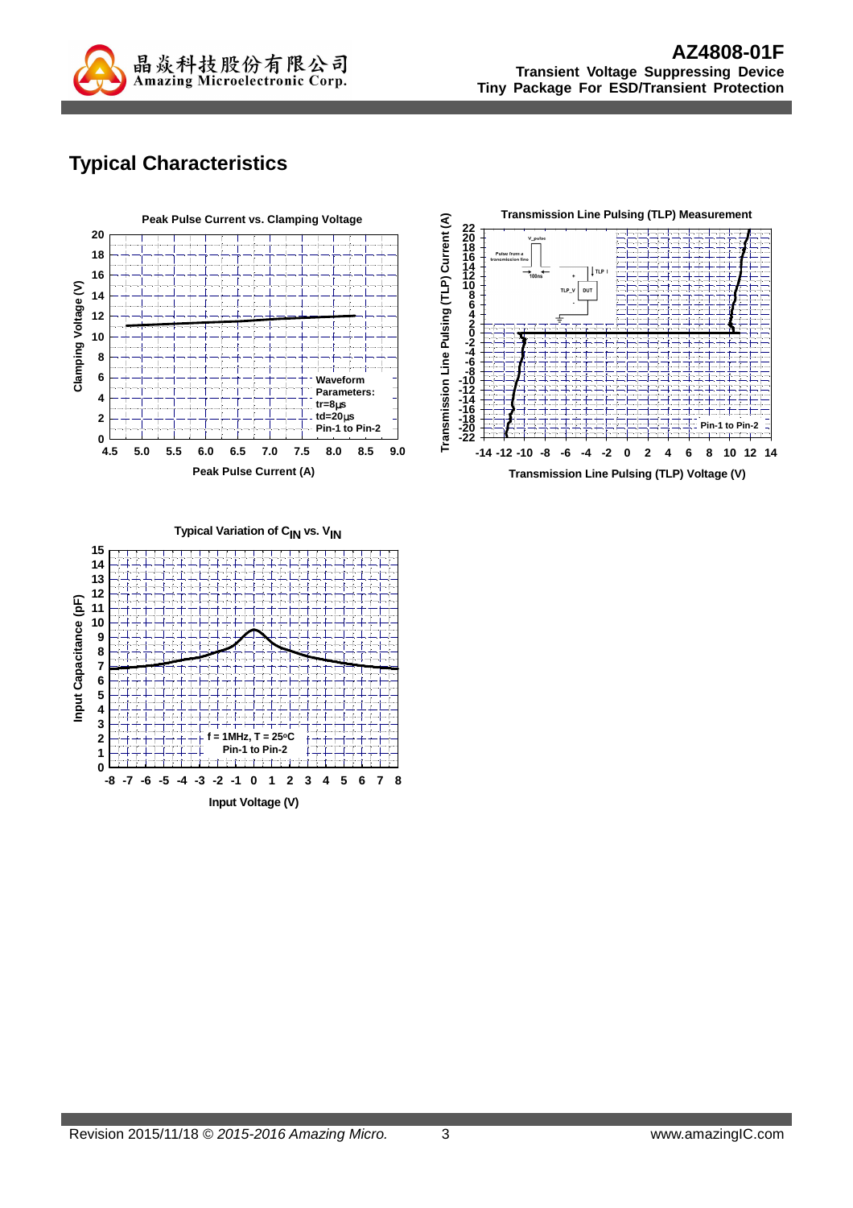## Typical Characteristics

**Peak Pulse Current vs. Clamping Voltage**

Clamping Voltage (V)

Peak Pulse Current (A)

Waveform Parameters:
tr=8μs
td=20μs
Pin-1 to Pin-2

**Transmission Line Pulsing (TLP) Measurement**

Transmission Line Pulsing (TLP) Current (A)

Transmission Line Pulsing (TLP) Voltage (V)

Pin-1 to Pin-2

**Typical Variation of $C_{IN}$ vs. $V_{IN}$**

Input Capacitance (pF)

Input Voltage (V)

f = 1MHz, T = 25°C
Pin-1 to Pin-2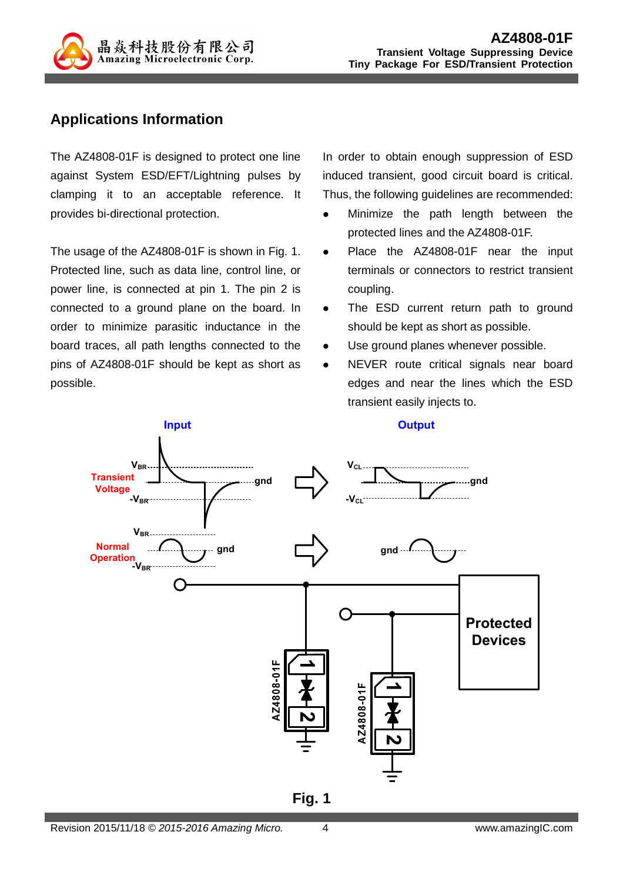## Applications Information

The AZ4808-01F is designed to protect one line against System ESD/EFT/Lightning pulses by clamping it to an acceptable reference. It provides bi-directional protection.

The usage of the AZ4808-01F is shown in Fig. 1. Protected line, such as data line, control line, or power line, is connected at pin 1. The pin 2 is connected to a ground plane on the board. In order to minimize parasitic inductance in the board traces, all path lengths connected to the pins of AZ4808-01F should be kept as short as possible.

In order to obtain enough suppression of ESD induced transient, good circuit board is critical. Thus, the following guidelines are recommended:

- Minimize the path length between the protected lines and the AZ4808-01F.
- Place the AZ4808-01F near the input terminals or connectors to restrict transient coupling.
- The ESD current return path to ground should be kept as short as possible.
- Use ground planes whenever possible.
- NEVER route critical signals near board edges and near the lines which the ESD transient easily injects to.

Fig. 1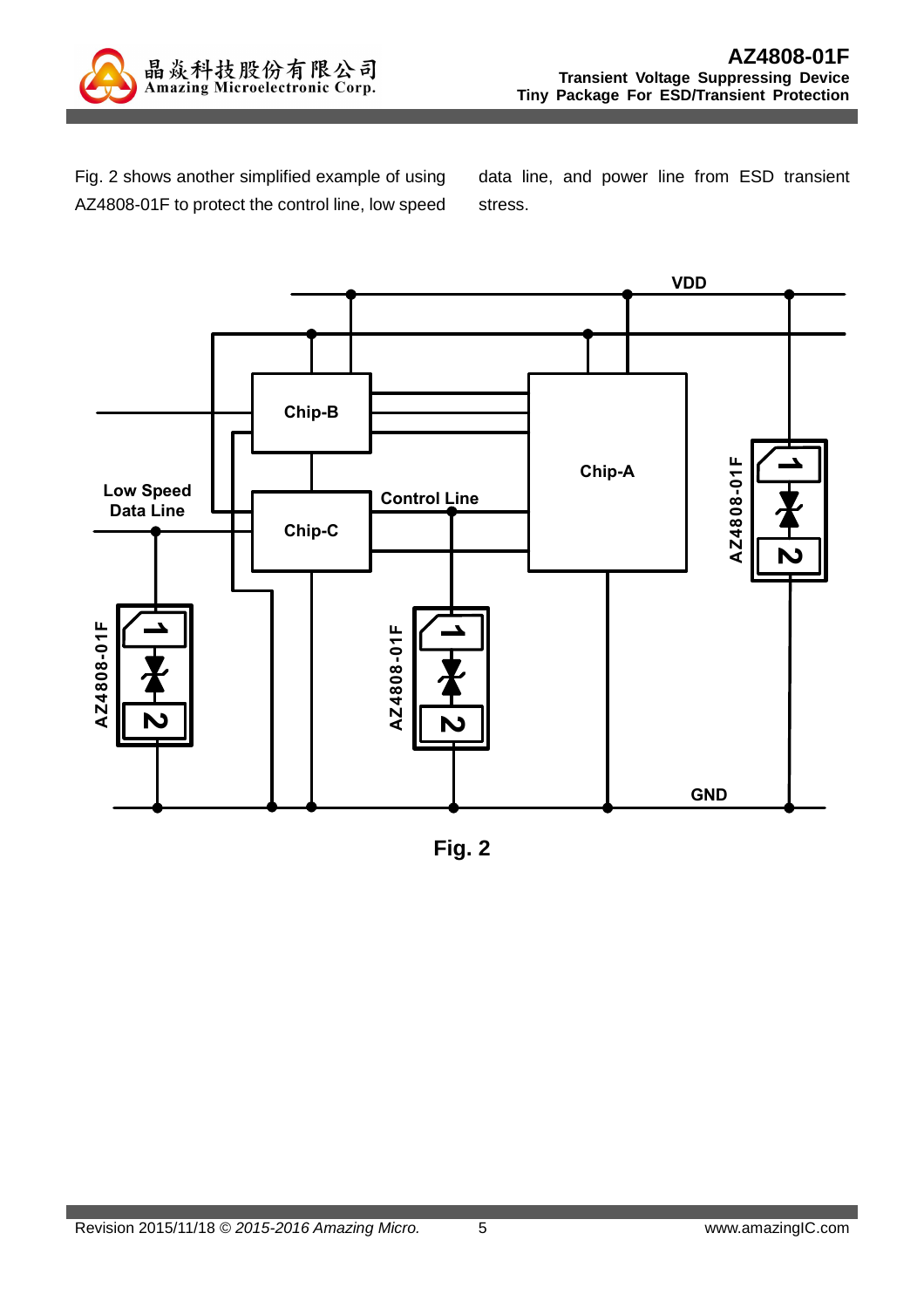Fig. 2 shows another simplified example of using AZ4808-01F to protect the control line, low speed data line, and power line from ESD transient stress.

Fig. 2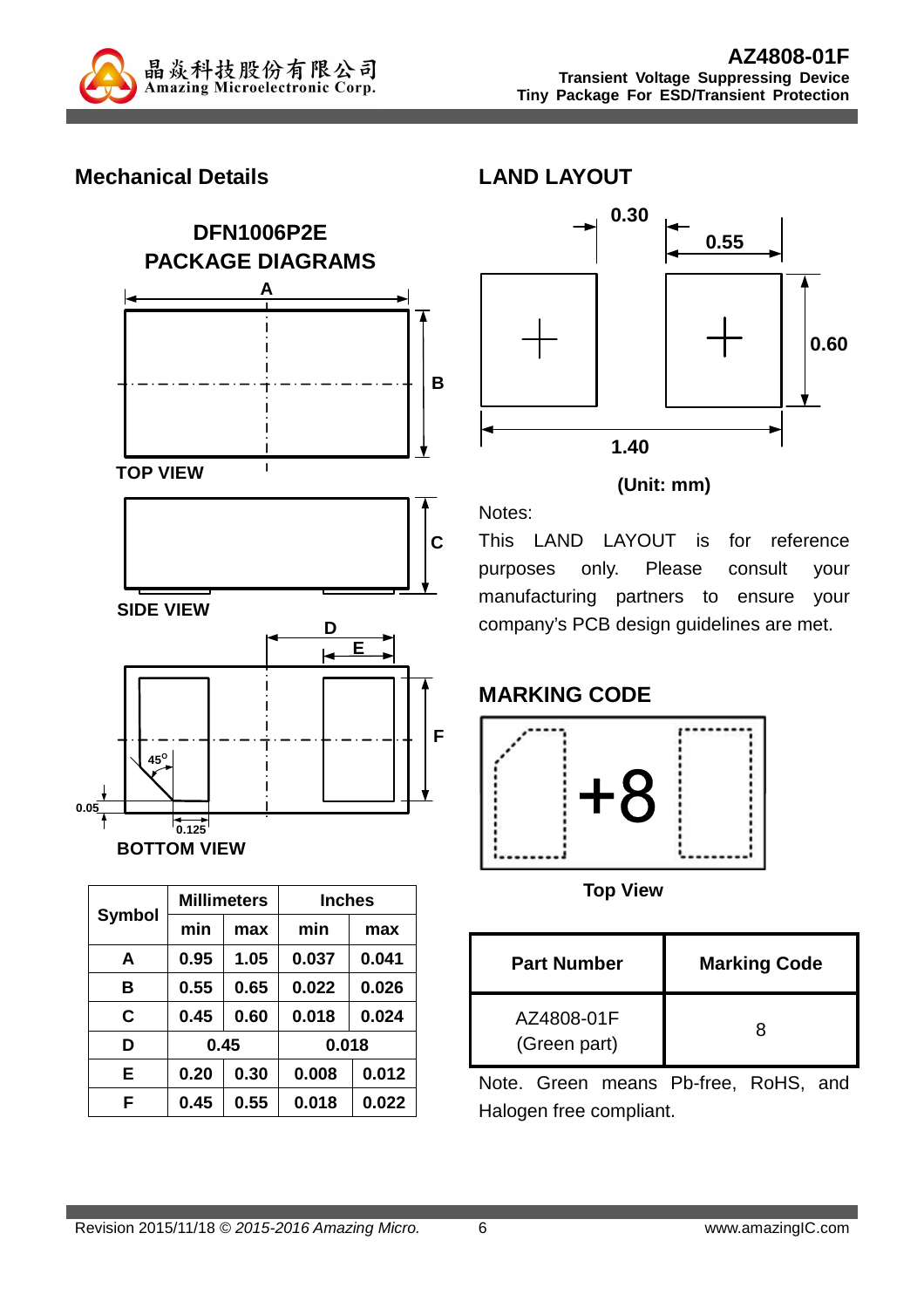## Mechanical Details

### DFN1006P2E PACKAGE DIAGRAMS

TOP VIEW

SIDE VIEW

BOTTOM VIEW

| Symbol | Millimeters | | Inches | |
|---|---|---|---|---|
| | min | max | min | max |
| A | 0.95 | 1.05 | 0.037 | 0.041 |
| B | 0.55 | 0.65 | 0.022 | 0.026 |
| C | 0.45 | 0.60 | 0.018 | 0.024 |
| D | 0.45 | | 0.018 | |
| E | 0.20 | 0.30 | 0.008 | 0.012 |
| F | 0.45 | 0.55 | 0.018 | 0.022 |

## LAND LAYOUT

(Unit: mm)

Notes:

This LAND LAYOUT is for reference purposes only. Please consult your manufacturing partners to ensure your company's PCB design guidelines are met.

## MARKING CODE

Top View

| Part Number | Marking Code |
|---|---|
| AZ4808-01F (Green part) | 8 |

Note. Green means Pb-free, RoHS, and Halogen free compliant.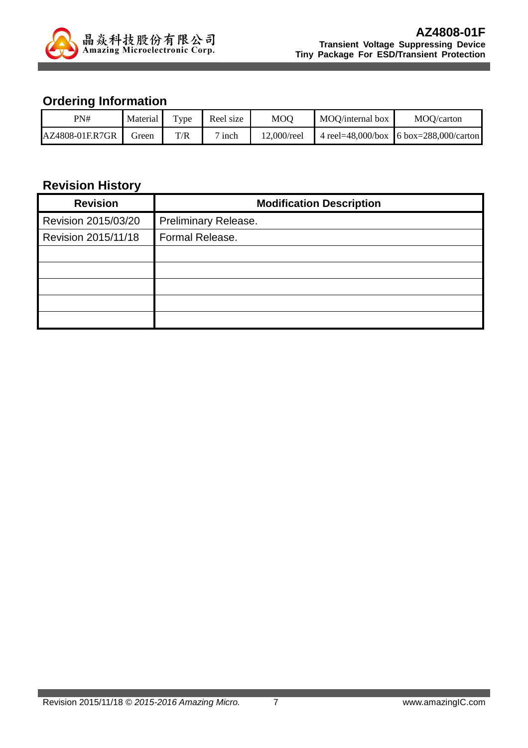## Ordering Information

| PN# | Material | Type | Reel size | MOQ | MOQ/internal box | MOQ/carton |
|---|---|---|---|---|---|---|
| AZ4808-01F.R7GR | Green | T/R | 7 inch | 12,000/reel | 4 reel=48,000/box | 6 box=288,000/carton |

## Revision History

| Revision | Modification Description |
|---|---|
| Revision 2015/03/20 | Preliminary Release. |
| Revision 2015/11/18 | Formal Release. |
| | |
| | |
| | |
| | |
| | |